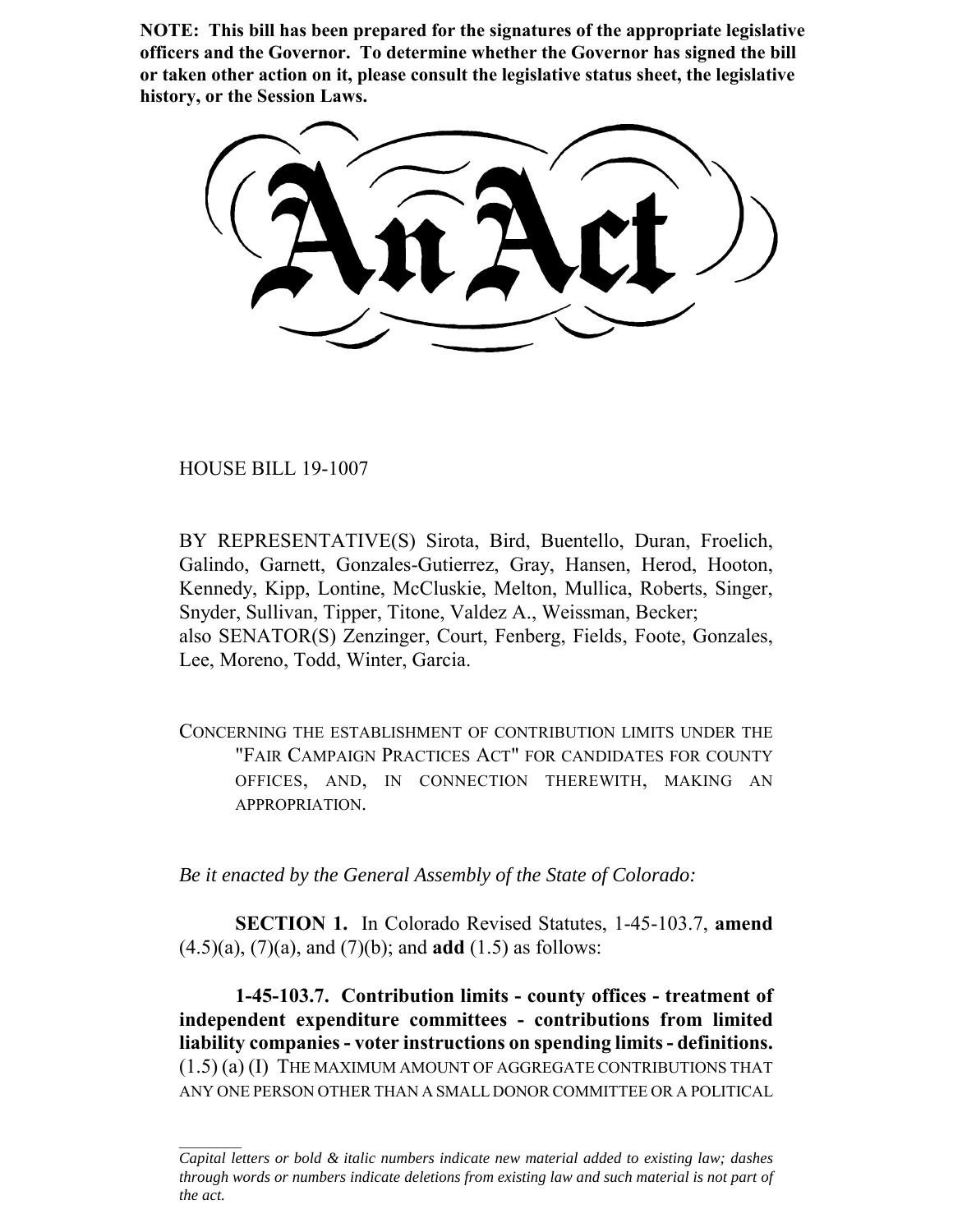**NOTE: This bill has been prepared for the signatures of the appropriate legislative officers and the Governor. To determine whether the Governor has signed the bill or taken other action on it, please consult the legislative status sheet, the legislative history, or the Session Laws.**

# An Act

HOUSE BILL 19-1007

BY REPRESENTATIVE(S) Sirota, Bird, Buentello, Duran, Froelich, Galindo, Garnett, Gonzales-Gutierrez, Gray, Hansen, Herod, Hooton, Kennedy, Kipp, Lontine, McCluskie, Melton, Mullica, Roberts, Singer, Snyder, Sullivan, Tipper, Titone, Valdez A., Weissman, Becker;
also SENATOR(S) Zenzinger, Court, Fenberg, Fields, Foote, Gonzales, Lee, Moreno, Todd, Winter, Garcia.

CONCERNING THE ESTABLISHMENT OF CONTRIBUTION LIMITS UNDER THE "FAIR CAMPAIGN PRACTICES ACT" FOR CANDIDATES FOR COUNTY OFFICES, AND, IN CONNECTION THEREWITH, MAKING AN APPROPRIATION.

*Be it enacted by the General Assembly of the State of Colorado:*

**SECTION 1.** In Colorado Revised Statutes, 1-45-103.7, **amend** (4.5)(a), (7)(a), and (7)(b); and **add** (1.5) as follows:

**1-45-103.7. Contribution limits - county offices - treatment of independent expenditure committees - contributions from limited liability companies - voter instructions on spending limits - definitions.** (1.5) (a) (I) THE MAXIMUM AMOUNT OF AGGREGATE CONTRIBUTIONS THAT ANY ONE PERSON OTHER THAN A SMALL DONOR COMMITTEE OR A POLITICAL

---

*Capital letters or bold & italic numbers indicate new material added to existing law; dashes through words or numbers indicate deletions from existing law and such material is not part of the act.*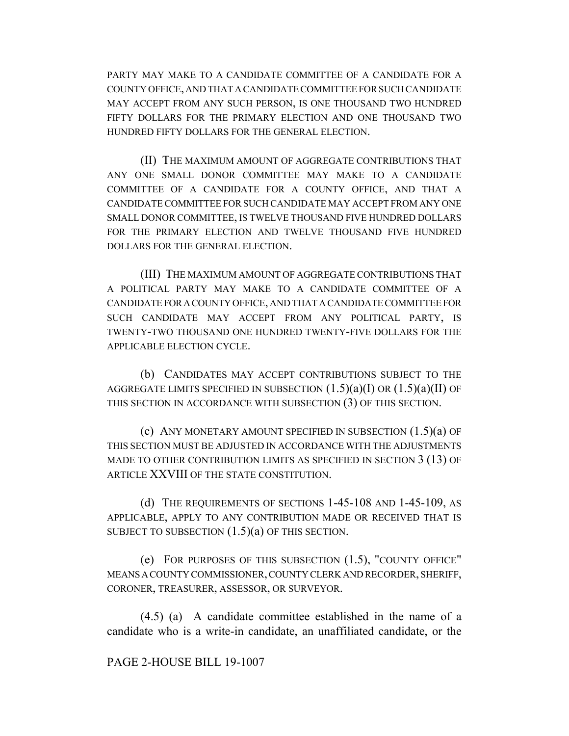PARTY MAY MAKE TO A CANDIDATE COMMITTEE OF A CANDIDATE FOR A COUNTY OFFICE, AND THAT A CANDIDATE COMMITTEE FOR SUCH CANDIDATE MAY ACCEPT FROM ANY SUCH PERSON, IS ONE THOUSAND TWO HUNDRED FIFTY DOLLARS FOR THE PRIMARY ELECTION AND ONE THOUSAND TWO HUNDRED FIFTY DOLLARS FOR THE GENERAL ELECTION.

(II) THE MAXIMUM AMOUNT OF AGGREGATE CONTRIBUTIONS THAT ANY ONE SMALL DONOR COMMITTEE MAY MAKE TO A CANDIDATE COMMITTEE OF A CANDIDATE FOR A COUNTY OFFICE, AND THAT A CANDIDATE COMMITTEE FOR SUCH CANDIDATE MAY ACCEPT FROM ANY ONE SMALL DONOR COMMITTEE, IS TWELVE THOUSAND FIVE HUNDRED DOLLARS FOR THE PRIMARY ELECTION AND TWELVE THOUSAND FIVE HUNDRED DOLLARS FOR THE GENERAL ELECTION.

(III) THE MAXIMUM AMOUNT OF AGGREGATE CONTRIBUTIONS THAT A POLITICAL PARTY MAY MAKE TO A CANDIDATE COMMITTEE OF A CANDIDATE FOR A COUNTY OFFICE, AND THAT A CANDIDATE COMMITTEE FOR SUCH CANDIDATE MAY ACCEPT FROM ANY POLITICAL PARTY, IS TWENTY-TWO THOUSAND ONE HUNDRED TWENTY-FIVE DOLLARS FOR THE APPLICABLE ELECTION CYCLE.

(b) CANDIDATES MAY ACCEPT CONTRIBUTIONS SUBJECT TO THE AGGREGATE LIMITS SPECIFIED IN SUBSECTION (1.5)(a)(I) OR (1.5)(a)(II) OF THIS SECTION IN ACCORDANCE WITH SUBSECTION (3) OF THIS SECTION.

(c) ANY MONETARY AMOUNT SPECIFIED IN SUBSECTION (1.5)(a) OF THIS SECTION MUST BE ADJUSTED IN ACCORDANCE WITH THE ADJUSTMENTS MADE TO OTHER CONTRIBUTION LIMITS AS SPECIFIED IN SECTION 3 (13) OF ARTICLE XXVIII OF THE STATE CONSTITUTION.

(d) THE REQUIREMENTS OF SECTIONS 1-45-108 AND 1-45-109, AS APPLICABLE, APPLY TO ANY CONTRIBUTION MADE OR RECEIVED THAT IS SUBJECT TO SUBSECTION (1.5)(a) OF THIS SECTION.

(e) FOR PURPOSES OF THIS SUBSECTION (1.5), "COUNTY OFFICE" MEANS A COUNTY COMMISSIONER, COUNTY CLERK AND RECORDER, SHERIFF, CORONER, TREASURER, ASSESSOR, OR SURVEYOR.

(4.5) (a) A candidate committee established in the name of a candidate who is a write-in candidate, an unaffiliated candidate, or the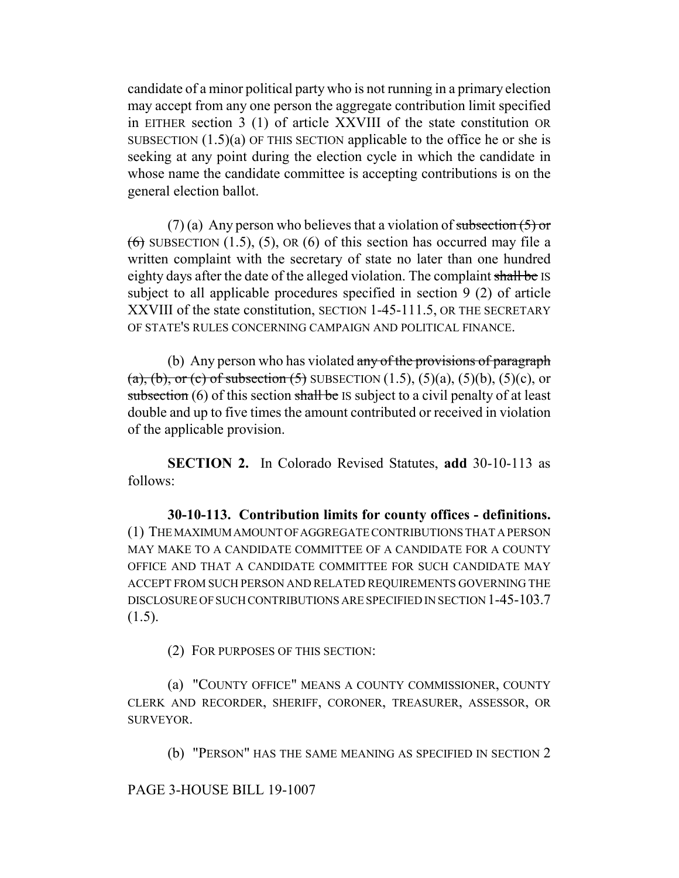candidate of a minor political party who is not running in a primary election may accept from any one person the aggregate contribution limit specified in EITHER section 3 (1) of article XXVIII of the state constitution OR SUBSECTION (1.5)(a) OF THIS SECTION applicable to the office he or she is seeking at any point during the election cycle in which the candidate in whose name the candidate committee is accepting contributions is on the general election ballot.

(7) (a) Any person who believes that a violation of ~~subsection (5) or (6)~~ SUBSECTION (1.5), (5), OR (6) of this section has occurred may file a written complaint with the secretary of state no later than one hundred eighty days after the date of the alleged violation. The complaint ~~shall be~~ IS subject to all applicable procedures specified in section 9 (2) of article XXVIII of the state constitution, SECTION 1-45-111.5, OR THE SECRETARY OF STATE'S RULES CONCERNING CAMPAIGN AND POLITICAL FINANCE.

(b) Any person who has violated ~~any of the provisions of paragraph (a), (b), or (c) of subsection (5)~~ SUBSECTION (1.5), (5)(a), (5)(b), (5)(c), or ~~subsection~~ (6) of this section ~~shall be~~ IS subject to a civil penalty of at least double and up to five times the amount contributed or received in violation of the applicable provision.

**SECTION 2.** In Colorado Revised Statutes, **add** 30-10-113 as follows:

**30-10-113. Contribution limits for county offices - definitions.** (1) THE MAXIMUM AMOUNT OF AGGREGATE CONTRIBUTIONS THAT A PERSON MAY MAKE TO A CANDIDATE COMMITTEE OF A CANDIDATE FOR A COUNTY OFFICE AND THAT A CANDIDATE COMMITTEE FOR SUCH CANDIDATE MAY ACCEPT FROM SUCH PERSON AND RELATED REQUIREMENTS GOVERNING THE DISCLOSURE OF SUCH CONTRIBUTIONS ARE SPECIFIED IN SECTION 1-45-103.7 (1.5).

(2) FOR PURPOSES OF THIS SECTION:

(a) "COUNTY OFFICE" MEANS A COUNTY COMMISSIONER, COUNTY CLERK AND RECORDER, SHERIFF, CORONER, TREASURER, ASSESSOR, OR SURVEYOR.

(b) "PERSON" HAS THE SAME MEANING AS SPECIFIED IN SECTION 2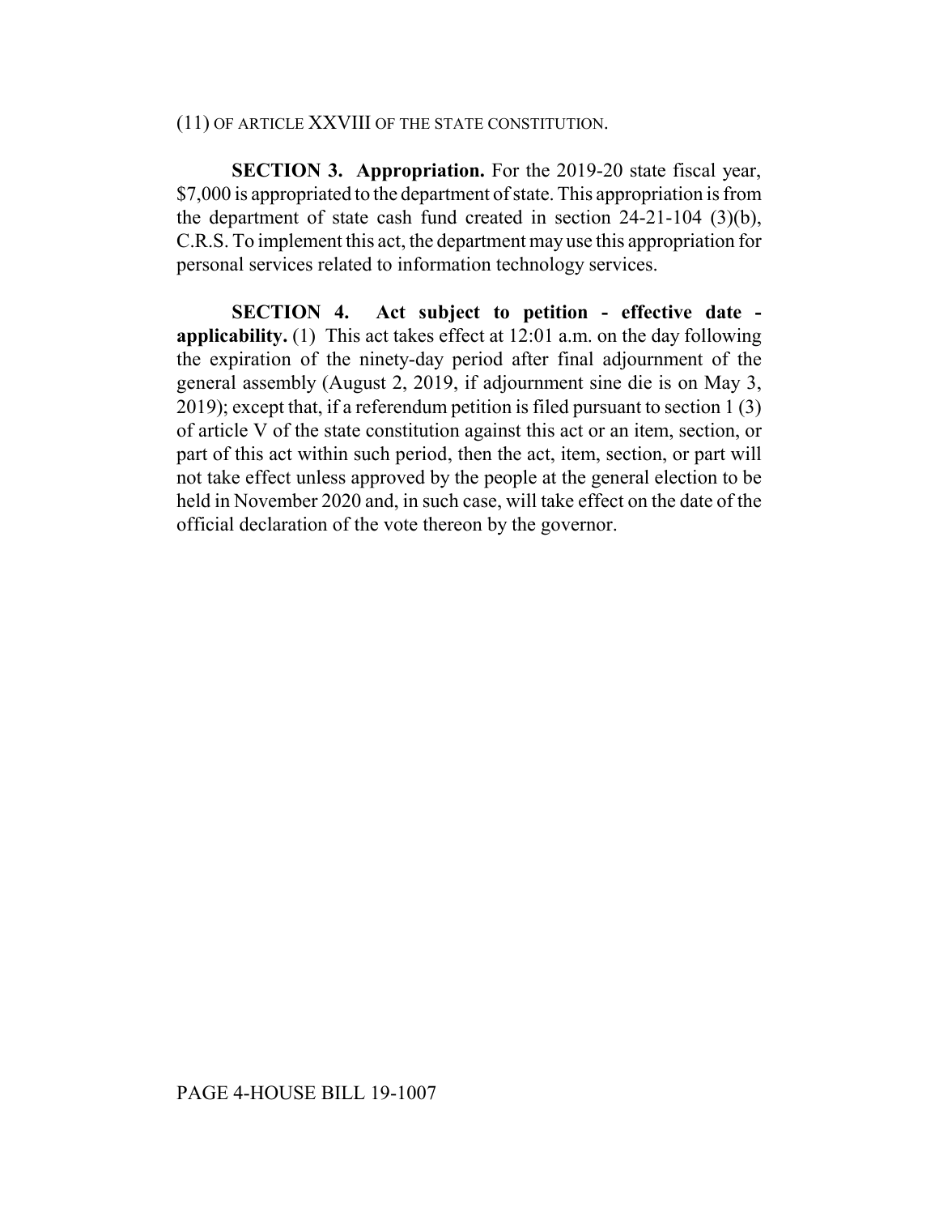(11) OF ARTICLE XXVIII OF THE STATE CONSTITUTION.

**SECTION 3. Appropriation.** For the 2019-20 state fiscal year, $7,000 is appropriated to the department of state. This appropriation is from the department of state cash fund created in section 24-21-104 (3)(b), C.R.S. To implement this act, the department may use this appropriation for personal services related to information technology services.

**SECTION 4. Act subject to petition - effective date - applicability.** (1) This act takes effect at 12:01 a.m. on the day following the expiration of the ninety-day period after final adjournment of the general assembly (August 2, 2019, if adjournment sine die is on May 3, 2019); except that, if a referendum petition is filed pursuant to section 1 (3) of article V of the state constitution against this act or an item, section, or part of this act within such period, then the act, item, section, or part will not take effect unless approved by the people at the general election to be held in November 2020 and, in such case, will take effect on the date of the official declaration of the vote thereon by the governor.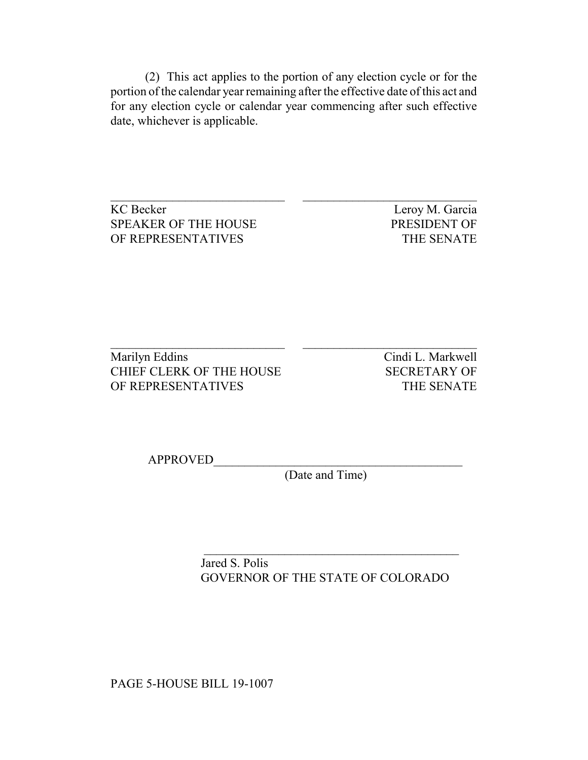(2) This act applies to the portion of any election cycle or for the portion of the calendar year remaining after the effective date of this act and for any election cycle or calendar year commencing after such effective date, whichever is applicable.

\_\_\_\_\_\_\_\_\_\_\_\_\_\_\_\_\_\_\_\_\_\_\_\_\_\_\_\_
KC Becker
SPEAKER OF THE HOUSE
OF REPRESENTATIVES

\_\_\_\_\_\_\_\_\_\_\_\_\_\_\_\_\_\_\_\_\_\_\_\_\_\_\_\_
Leroy M. Garcia
PRESIDENT OF
THE SENATE

\_\_\_\_\_\_\_\_\_\_\_\_\_\_\_\_\_\_\_\_\_\_\_\_\_\_\_\_
Marilyn Eddins
CHIEF CLERK OF THE HOUSE
OF REPRESENTATIVES

\_\_\_\_\_\_\_\_\_\_\_\_\_\_\_\_\_\_\_\_\_\_\_\_\_\_\_\_
Cindi L. Markwell
SECRETARY OF
THE SENATE

APPROVED\_\_\_\_\_\_\_\_\_\_\_\_\_\_\_\_\_\_\_\_\_\_\_\_\_\_\_\_\_\_\_\_\_\_\_\_\_\_\_\_
(Date and Time)

\_\_\_\_\_\_\_\_\_\_\_\_\_\_\_\_\_\_\_\_\_\_\_\_\_\_\_\_\_\_\_\_\_\_\_\_\_\_\_\_\_\_
Jared S. Polis
GOVERNOR OF THE STATE OF COLORADO

PAGE 5-HOUSE BILL 19-1007